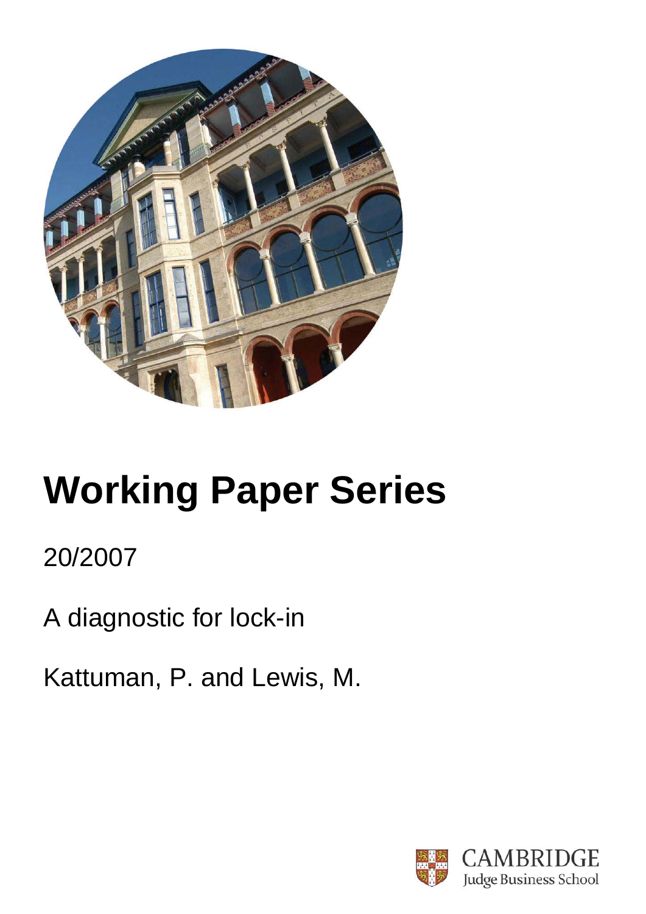# Working Paper Series

20/2007

A diagnostic for lock-in

Kattuman, P. and Lewis, M.

CAMBRIDGE
Judge Business School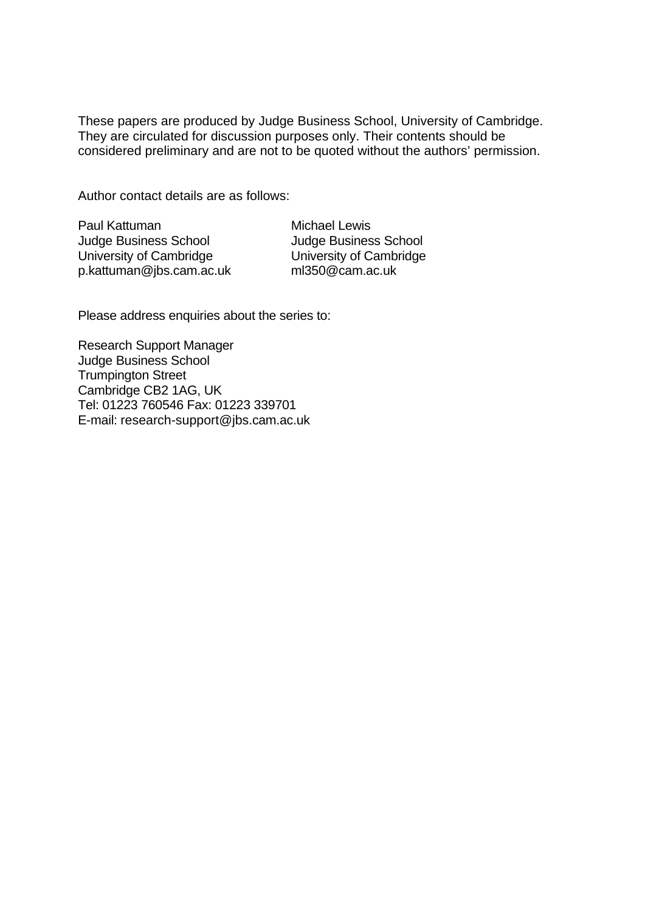These papers are produced by Judge Business School, University of Cambridge. They are circulated for discussion purposes only. Their contents should be considered preliminary and are not to be quoted without the authors' permission.

Author contact details are as follows:

Paul Kattuman
Judge Business School
University of Cambridge
p.kattuman@jbs.cam.ac.uk

Michael Lewis
Judge Business School
University of Cambridge
ml350@cam.ac.uk

Please address enquiries about the series to:

Research Support Manager
Judge Business School
Trumpington Street
Cambridge CB2 1AG, UK
Tel: 01223 760546 Fax: 01223 339701
E-mail: research-support@jbs.cam.ac.uk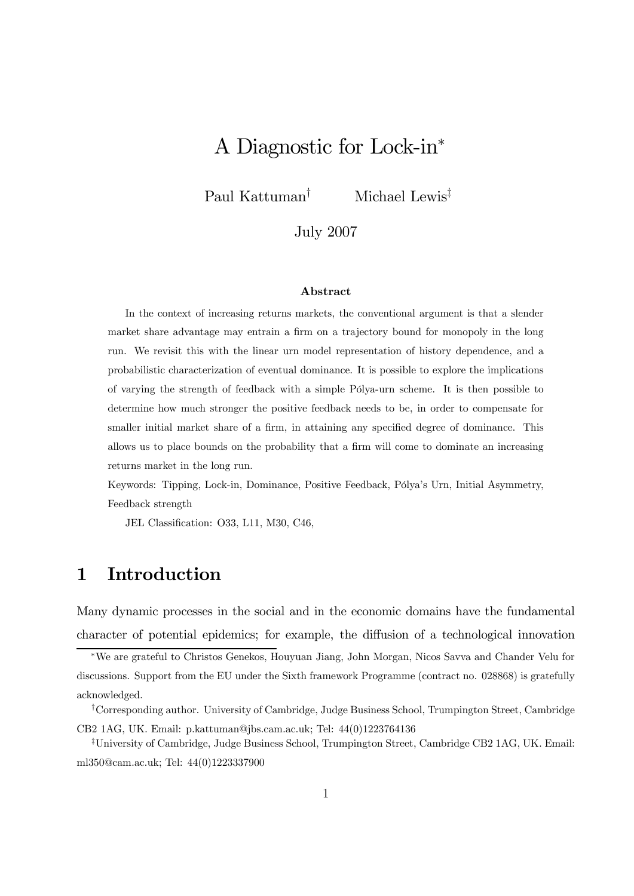# A Diagnostic for Lock-in*

Paul Kattuman[†] Michael Lewis[‡]

July 2007

### Abstract

In the context of increasing returns markets, the conventional argument is that a slender market share advantage may entrain a firm on a trajectory bound for monopoly in the long run. We revisit this with the linear urn model representation of history dependence, and a probabilistic characterization of eventual dominance. It is possible to explore the implications of varying the strength of feedback with a simple Pólya-urn scheme. It is then possible to determine how much stronger the positive feedback needs to be, in order to compensate for smaller initial market share of a firm, in attaining any specified degree of dominance. This allows us to place bounds on the probability that a firm will come to dominate an increasing returns market in the long run.

Keywords: Tipping, Lock-in, Dominance, Positive Feedback, Pólya's Urn, Initial Asymmetry, Feedback strength

JEL Classification: O33, L11, M30, C46,

## 1 Introduction

Many dynamic processes in the social and in the economic domains have the fundamental character of potential epidemics; for example, the diffusion of a technological innovation

*We are grateful to Christos Genekos, Houyuan Jiang, John Morgan, Nicos Savva and Chander Velu for discussions. Support from the EU under the Sixth framework Programme (contract no. 028868) is gratefully acknowledged.

[†]Corresponding author. University of Cambridge, Judge Business School, Trumpington Street, Cambridge CB2 1AG, UK. Email: p.kattuman@jbs.cam.ac.uk; Tel: 44(0)1223764136

[‡]University of Cambridge, Judge Business School, Trumpington Street, Cambridge CB2 1AG, UK. Email: ml350@cam.ac.uk; Tel: 44(0)1223337900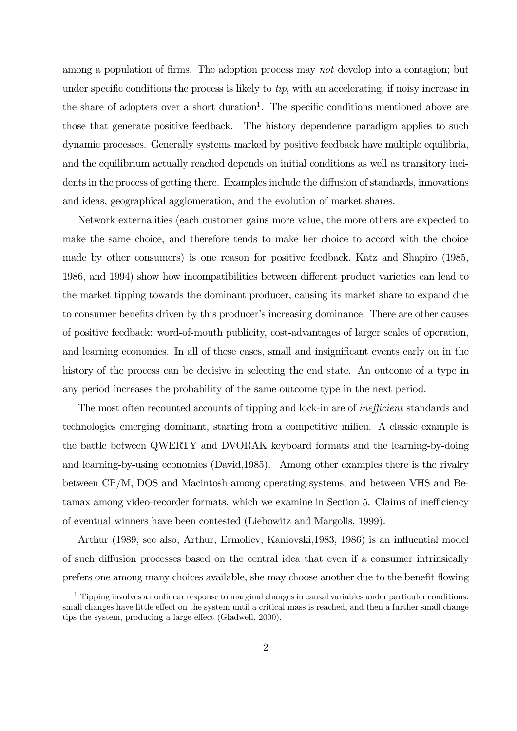among a population of firms. The adoption process may *not* develop into a contagion; but under specific conditions the process is likely to *tip*, with an accelerating, if noisy increase in the share of adopters over a short duration[1]. The specific conditions mentioned above are those that generate positive feedback. The history dependence paradigm applies to such dynamic processes. Generally systems marked by positive feedback have multiple equilibria, and the equilibrium actually reached depends on initial conditions as well as transitory incidents in the process of getting there. Examples include the diffusion of standards, innovations and ideas, geographical agglomeration, and the evolution of market shares.

Network externalities (each customer gains more value, the more others are expected to make the same choice, and therefore tends to make her choice to accord with the choice made by other consumers) is one reason for positive feedback. Katz and Shapiro (1985, 1986, and 1994) show how incompatibilities between different product varieties can lead to the market tipping towards the dominant producer, causing its market share to expand due to consumer benefits driven by this producer's increasing dominance. There are other causes of positive feedback: word-of-mouth publicity, cost-advantages of larger scales of operation, and learning economies. In all of these cases, small and insignificant events early on in the history of the process can be decisive in selecting the end state. An outcome of a type in any period increases the probability of the same outcome type in the next period.

The most often recounted accounts of tipping and lock-in are of *inefficient* standards and technologies emerging dominant, starting from a competitive milieu. A classic example is the battle between QWERTY and DVORAK keyboard formats and the learning-by-doing and learning-by-using economies (David,1985). Among other examples there is the rivalry between CP/M, DOS and Macintosh among operating systems, and between VHS and Betamax among video-recorder formats, which we examine in Section 5. Claims of inefficiency of eventual winners have been contested (Liebowitz and Margolis, 1999).

Arthur (1989, see also, Arthur, Ermoliev, Kaniovski,1983, 1986) is an influential model of such diffusion processes based on the central idea that even if a consumer intrinsically prefers one among many choices available, she may choose another due to the benefit flowing

[1] Tipping involves a nonlinear response to marginal changes in causal variables under particular conditions: small changes have little effect on the system until a critical mass is reached, and then a further small change tips the system, producing a large effect (Gladwell, 2000).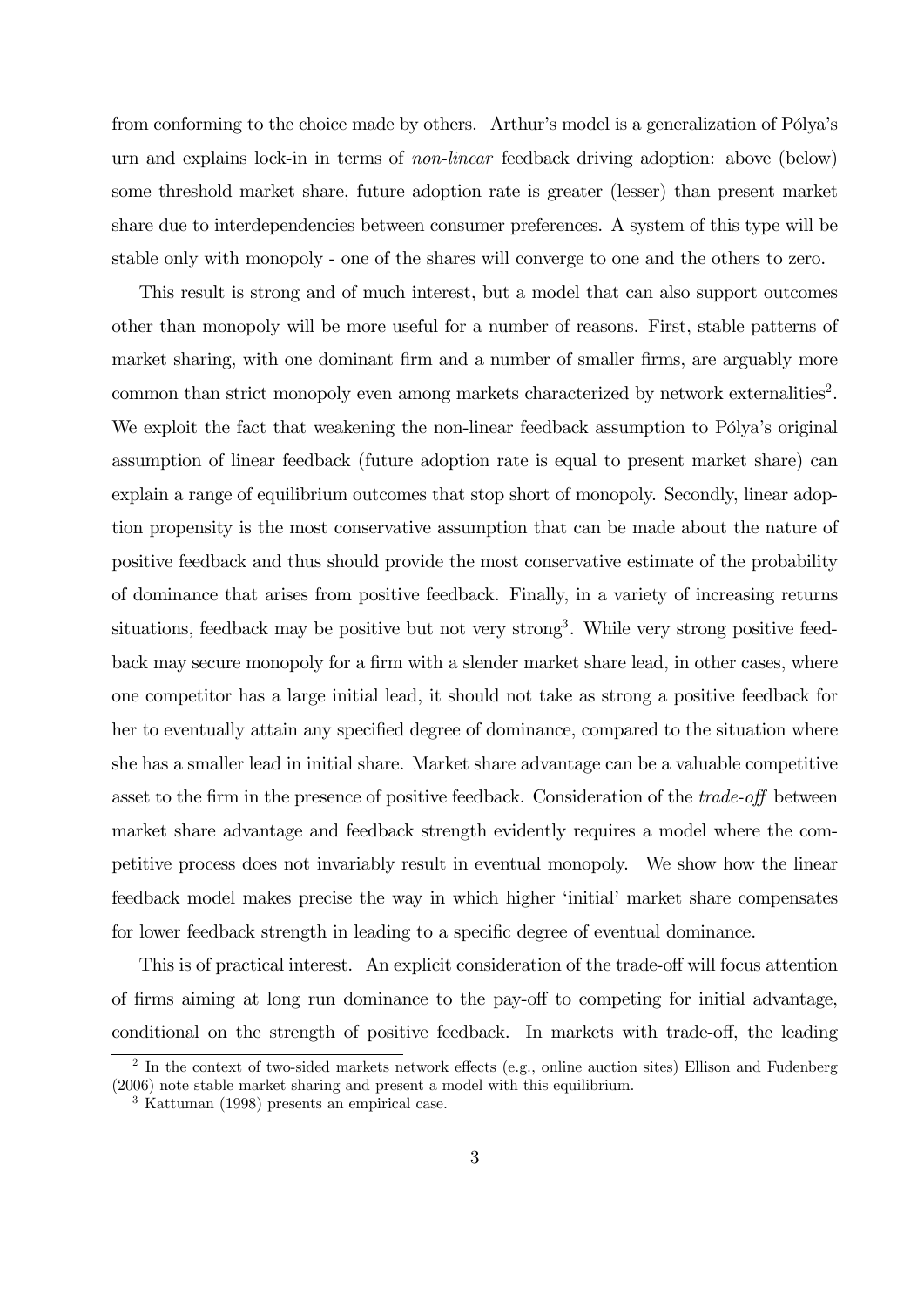from conforming to the choice made by others. Arthur's model is a generalization of Pólya's urn and explains lock-in in terms of *non-linear* feedback driving adoption: above (below) some threshold market share, future adoption rate is greater (lesser) than present market share due to interdependencies between consumer preferences. A system of this type will be stable only with monopoly - one of the shares will converge to one and the others to zero.

This result is strong and of much interest, but a model that can also support outcomes other than monopoly will be more useful for a number of reasons. First, stable patterns of market sharing, with one dominant firm and a number of smaller firms, are arguably more common than strict monopoly even among markets characterized by network externalities[2]. We exploit the fact that weakening the non-linear feedback assumption to Pólya's original assumption of linear feedback (future adoption rate is equal to present market share) can explain a range of equilibrium outcomes that stop short of monopoly. Secondly, linear adoption propensity is the most conservative assumption that can be made about the nature of positive feedback and thus should provide the most conservative estimate of the probability of dominance that arises from positive feedback. Finally, in a variety of increasing returns situations, feedback may be positive but not very strong[3]. While very strong positive feedback may secure monopoly for a firm with a slender market share lead, in other cases, where one competitor has a large initial lead, it should not take as strong a positive feedback for her to eventually attain any specified degree of dominance, compared to the situation where she has a smaller lead in initial share. Market share advantage can be a valuable competitive asset to the firm in the presence of positive feedback. Consideration of the *trade-off* between market share advantage and feedback strength evidently requires a model where the competitive process does not invariably result in eventual monopoly. We show how the linear feedback model makes precise the way in which higher 'initial' market share compensates for lower feedback strength in leading to a specific degree of eventual dominance.

This is of practical interest. An explicit consideration of the trade-off will focus attention of firms aiming at long run dominance to the pay-off to competing for initial advantage, conditional on the strength of positive feedback. In markets with trade-off, the leading

[2] In the context of two-sided markets network effects (e.g., online auction sites) Ellison and Fudenberg (2006) note stable market sharing and present a model with this equilibrium.

[3] Kattuman (1998) presents an empirical case.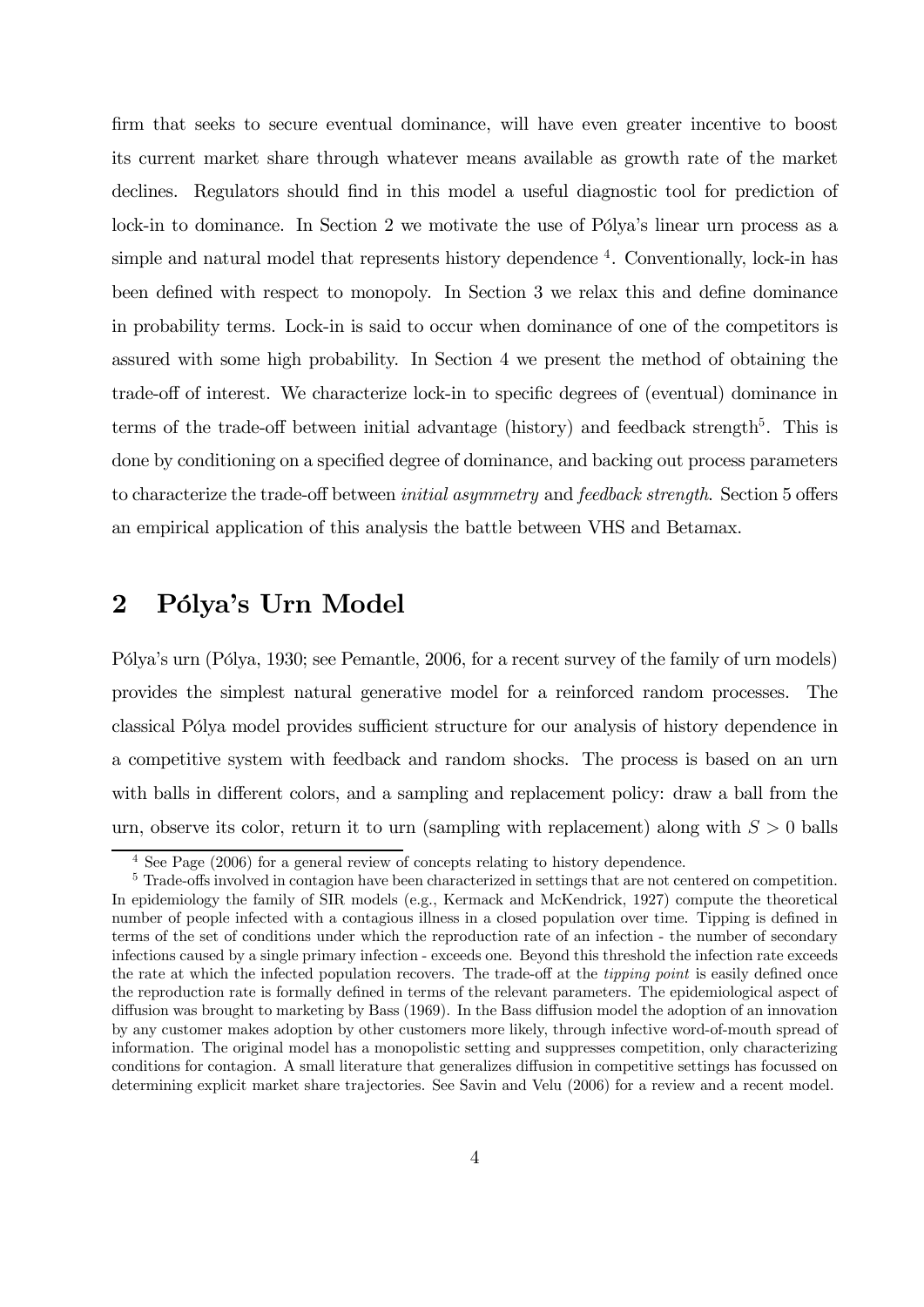firm that seeks to secure eventual dominance, will have even greater incentive to boost its current market share through whatever means available as growth rate of the market declines. Regulators should find in this model a useful diagnostic tool for prediction of lock-in to dominance. In Section 2 we motivate the use of Pólya's linear urn process as a simple and natural model that represents history dependence [4]. Conventionally, lock-in has been defined with respect to monopoly. In Section 3 we relax this and define dominance in probability terms. Lock-in is said to occur when dominance of one of the competitors is assured with some high probability. In Section 4 we present the method of obtaining the trade-off of interest. We characterize lock-in to specific degrees of (eventual) dominance in terms of the trade-off between initial advantage (history) and feedback strength[5]. This is done by conditioning on a specified degree of dominance, and backing out process parameters to characterize the trade-off between *initial asymmetry* and *feedback strength*. Section 5 offers an empirical application of this analysis the battle between VHS and Betamax.

## 2 Pólya's Urn Model

Pólya's urn (Pólya, 1930; see Pemantle, 2006, for a recent survey of the family of urn models) provides the simplest natural generative model for a reinforced random processes. The classical Pólya model provides sufficient structure for our analysis of history dependence in a competitive system with feedback and random shocks. The process is based on an urn with balls in different colors, and a sampling and replacement policy: draw a ball from the urn, observe its color, return it to urn (sampling with replacement) along with $S > 0$ balls

---

[4] See Page (2006) for a general review of concepts relating to history dependence.

[5] Trade-offs involved in contagion have been characterized in settings that are not centered on competition. In epidemiology the family of SIR models (e.g., Kermack and McKendrick, 1927) compute the theoretical number of people infected with a contagious illness in a closed population over time. Tipping is defined in terms of the set of conditions under which the reproduction rate of an infection - the number of secondary infections caused by a single primary infection - exceeds one. Beyond this threshold the infection rate exceeds the rate at which the infected population recovers. The trade-off at the *tipping point* is easily defined once the reproduction rate is formally defined in terms of the relevant parameters. The epidemiological aspect of diffusion was brought to marketing by Bass (1969). In the Bass diffusion model the adoption of an innovation by any customer makes adoption by other customers more likely, through infective word-of-mouth spread of information. The original model has a monopolistic setting and suppresses competition, only characterizing conditions for contagion. A small literature that generalizes diffusion in competitive settings has focussed on determining explicit market share trajectories. See Savin and Velu (2006) for a review and a recent model.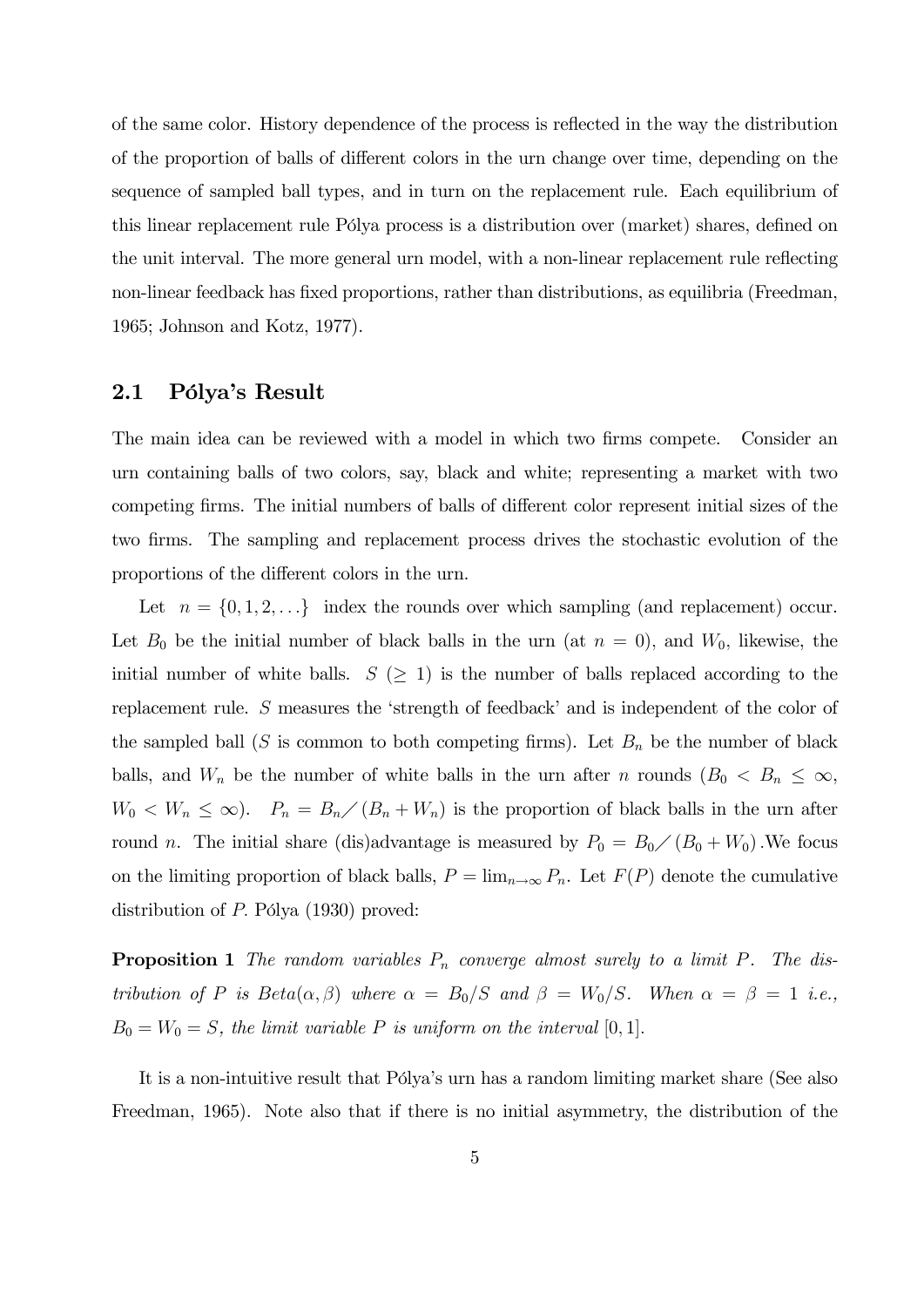of the same color. History dependence of the process is reflected in the way the distribution of the proportion of balls of different colors in the urn change over time, depending on the sequence of sampled ball types, and in turn on the replacement rule. Each equilibrium of this linear replacement rule Pólya process is a distribution over (market) shares, defined on the unit interval. The more general urn model, with a non-linear replacement rule reflecting non-linear feedback has fixed proportions, rather than distributions, as equilibria (Freedman, 1965; Johnson and Kotz, 1977).

## 2.1 Pólya's Result

The main idea can be reviewed with a model in which two firms compete. Consider an urn containing balls of two colors, say, black and white; representing a market with two competing firms. The initial numbers of balls of different color represent initial sizes of the two firms. The sampling and replacement process drives the stochastic evolution of the proportions of the different colors in the urn.

Let $n = \{0, 1, 2, \ldots\}$ index the rounds over which sampling (and replacement) occur. Let $B_0$ be the initial number of black balls in the urn (at $n = 0$), and $W_0$, likewise, the initial number of white balls. $S$ ($\geq 1$) is the number of balls replaced according to the replacement rule. $S$ measures the 'strength of feedback' and is independent of the color of the sampled ball ($S$ is common to both competing firms). Let $B_n$ be the number of black balls, and $W_n$ be the number of white balls in the urn after $n$ rounds ($B_0 < B_n \leq \infty$, $W_0 < W_n \leq \infty$). $P_n = B_n / (B_n + W_n)$ is the proportion of black balls in the urn after round $n$. The initial share (dis)advantage is measured by $P_0 = B_0 / (B_0 + W_0)$. We focus on the limiting proportion of black balls, $P = \lim_{n \to \infty} P_n$. Let $F(P)$ denote the cumulative distribution of $P$. Pólya (1930) proved:

**Proposition 1** *The random variables $P_n$ converge almost surely to a limit $P$. The distribution of $P$ is Beta$(\alpha, \beta)$ where $\alpha = B_0/S$ and $\beta = W_0/S$. When $\alpha = \beta = 1$ i.e., $B_0 = W_0 = S$, the limit variable $P$ is uniform on the interval $[0, 1]$.*

It is a non-intuitive result that Pólya's urn has a random limiting market share (See also Freedman, 1965). Note also that if there is no initial asymmetry, the distribution of the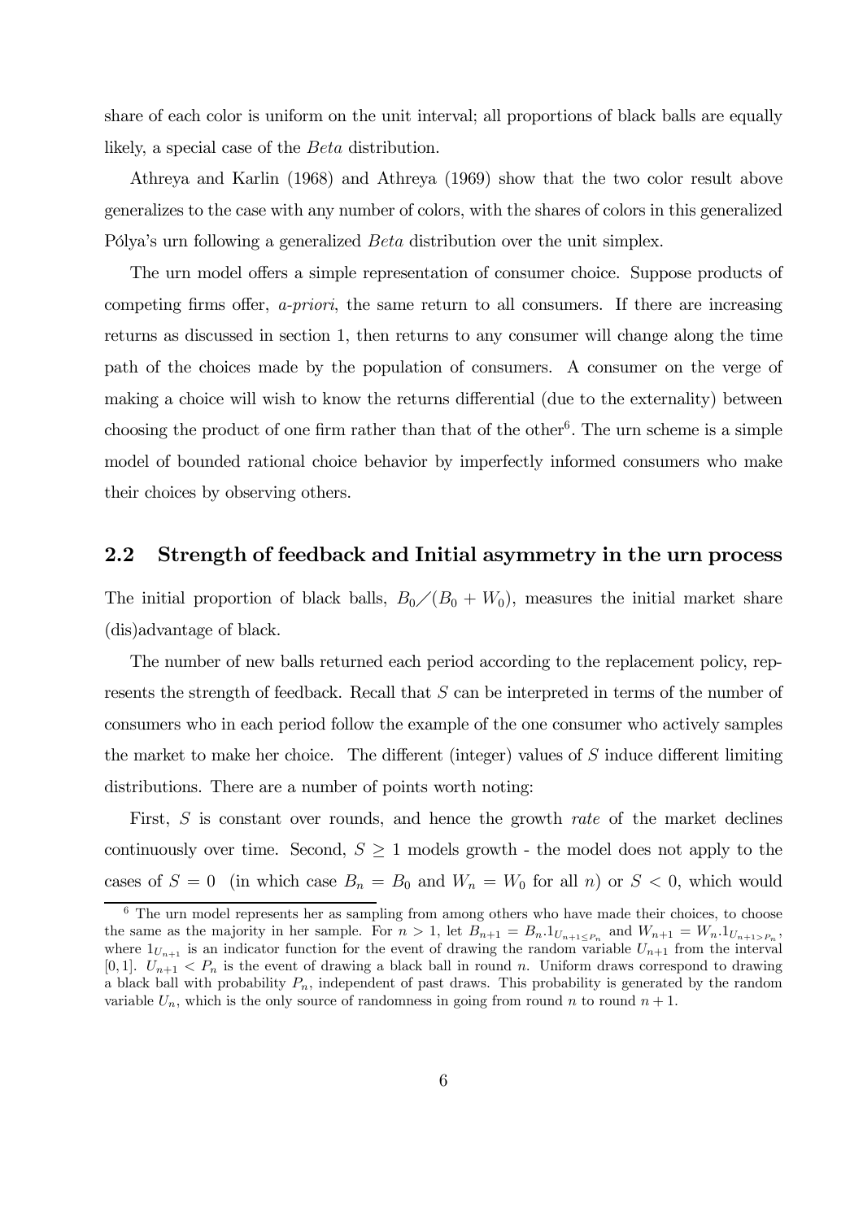share of each color is uniform on the unit interval; all proportions of black balls are equally likely, a special case of the *Beta* distribution.

Athreya and Karlin (1968) and Athreya (1969) show that the two color result above generalizes to the case with any number of colors, with the shares of colors in this generalized Pólya's urn following a generalized *Beta* distribution over the unit simplex.

The urn model offers a simple representation of consumer choice. Suppose products of competing firms offer, *a-priori*, the same return to all consumers. If there are increasing returns as discussed in section 1, then returns to any consumer will change along the time path of the choices made by the population of consumers. A consumer on the verge of making a choice will wish to know the returns differential (due to the externality) between choosing the product of one firm rather than that of the other[6]. The urn scheme is a simple model of bounded rational choice behavior by imperfectly informed consumers who make their choices by observing others.

## 2.2 Strength of feedback and Initial asymmetry in the urn process

The initial proportion of black balls, $B_0 / (B_0 + W_0)$, measures the initial market share (dis)advantage of black.

The number of new balls returned each period according to the replacement policy, represents the strength of feedback. Recall that $S$ can be interpreted in terms of the number of consumers who in each period follow the example of the one consumer who actively samples the market to make her choice. The different (integer) values of $S$ induce different limiting distributions. There are a number of points worth noting:

First, $S$ is constant over rounds, and hence the growth *rate* of the market declines continuously over time. Second, $S \geq 1$ models growth - the model does not apply to the cases of $S = 0$ (in which case $B_n = B_0$ and $W_n = W_0$ for all $n$) or $S < 0$, which would

[6] The urn model represents her as sampling from among others who have made their choices, to choose the same as the majority in her sample. For $n > 1$, let $B_{n+1} = B_n . 1_{U_{n+1 \leq P_n}}$ and $W_{n+1} = W_n . 1_{U_{n+1 > P_n}}$, where $1_{U_{n+1}}$ is an indicator function for the event of drawing the random variable $U_{n+1}$ from the interval $[0, 1]$. $U_{n+1} < P_n$ is the event of drawing a black ball in round $n$. Uniform draws correspond to drawing a black ball with probability $P_n$, independent of past draws. This probability is generated by the random variable $U_n$, which is the only source of randomness in going from round $n$ to round $n + 1$.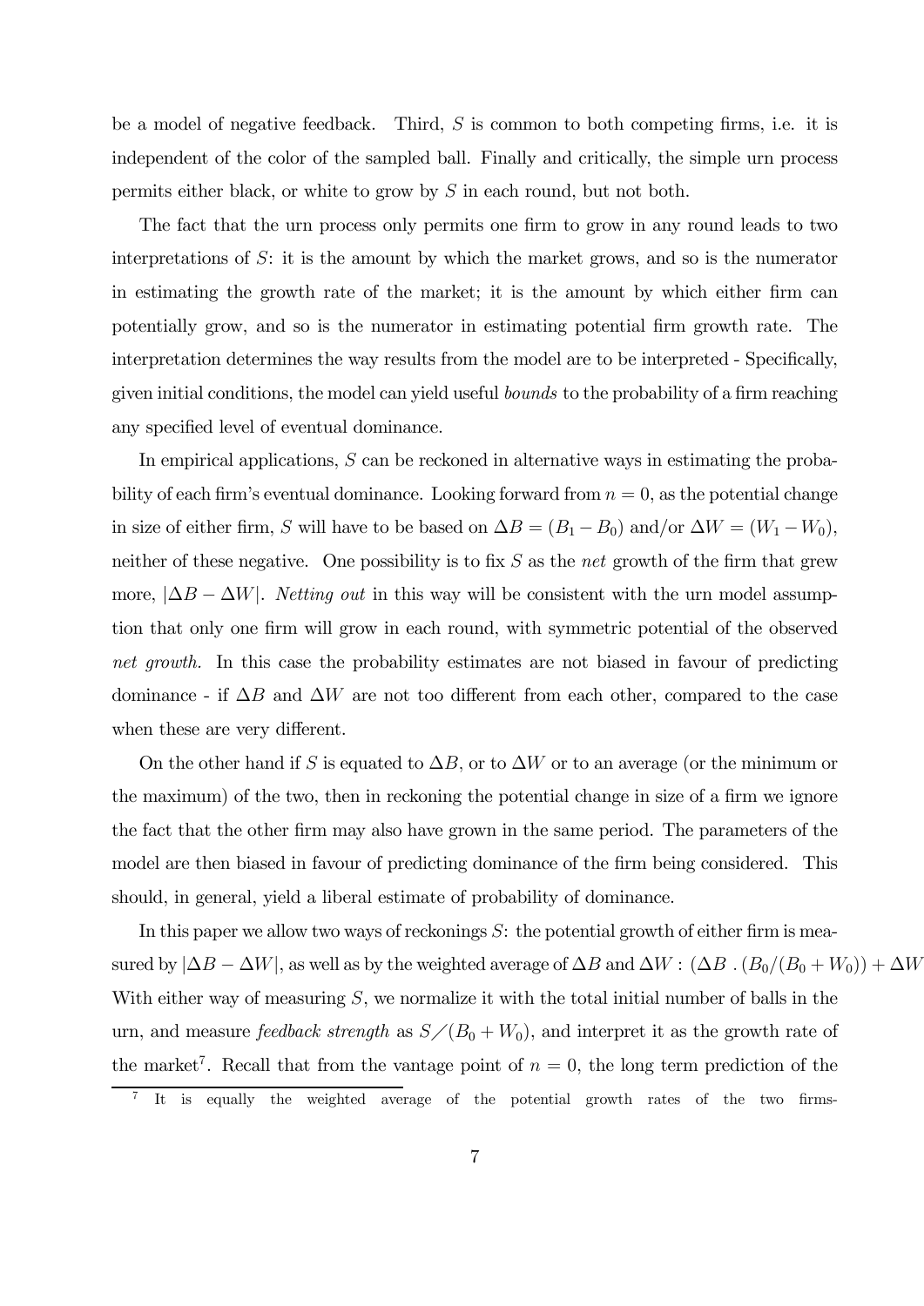be a model of negative feedback. Third, $S$ is common to both competing firms, i.e. it is independent of the color of the sampled ball. Finally and critically, the simple urn process permits either black, or white to grow by $S$ in each round, but not both.

The fact that the urn process only permits one firm to grow in any round leads to two interpretations of $S$: it is the amount by which the market grows, and so is the numerator in estimating the growth rate of the market; it is the amount by which either firm can potentially grow, and so is the numerator in estimating potential firm growth rate. The interpretation determines the way results from the model are to be interpreted - Specifically, given initial conditions, the model can yield useful *bounds* to the probability of a firm reaching any specified level of eventual dominance.

In empirical applications, $S$ can be reckoned in alternative ways in estimating the probability of each firm's eventual dominance. Looking forward from $n = 0$, as the potential change in size of either firm, $S$ will have to be based on $\Delta B = (B_1 - B_0)$ and/or $\Delta W = (W_1 - W_0)$, neither of these negative. One possibility is to fix $S$ as the *net* growth of the firm that grew more, $|\Delta B - \Delta W|$. *Netting out* in this way will be consistent with the urn model assumption that only one firm will grow in each round, with symmetric potential of the observed *net growth.* In this case the probability estimates are not biased in favour of predicting dominance - if $\Delta B$ and $\Delta W$ are not too different from each other, compared to the case when these are very different.

On the other hand if $S$ is equated to $\Delta B$, or to $\Delta W$ or to an average (or the minimum or the maximum) of the two, then in reckoning the potential change in size of a firm we ignore the fact that the other firm may also have grown in the same period. The parameters of the model are then biased in favour of predicting dominance of the firm being considered. This should, in general, yield a liberal estimate of probability of dominance.

In this paper we allow two ways of reckonings $S$: the potential growth of either firm is measured by $|\Delta B - \Delta W|$, as well as by the weighted average of $\Delta B$ and $\Delta W$ : $(\Delta B \;.\; (B_0/(B_0 + W_0)) + \Delta W$ With either way of measuring $S$, we normalize it with the total initial number of balls in the urn, and measure *feedback strength* as $S \diagup (B_0 + W_0)$, and interpret it as the growth rate of the market[7]. Recall that from the vantage point of $n = 0$, the long term prediction of the

[7] It is equally the weighted average of the potential growth rates of the two firms-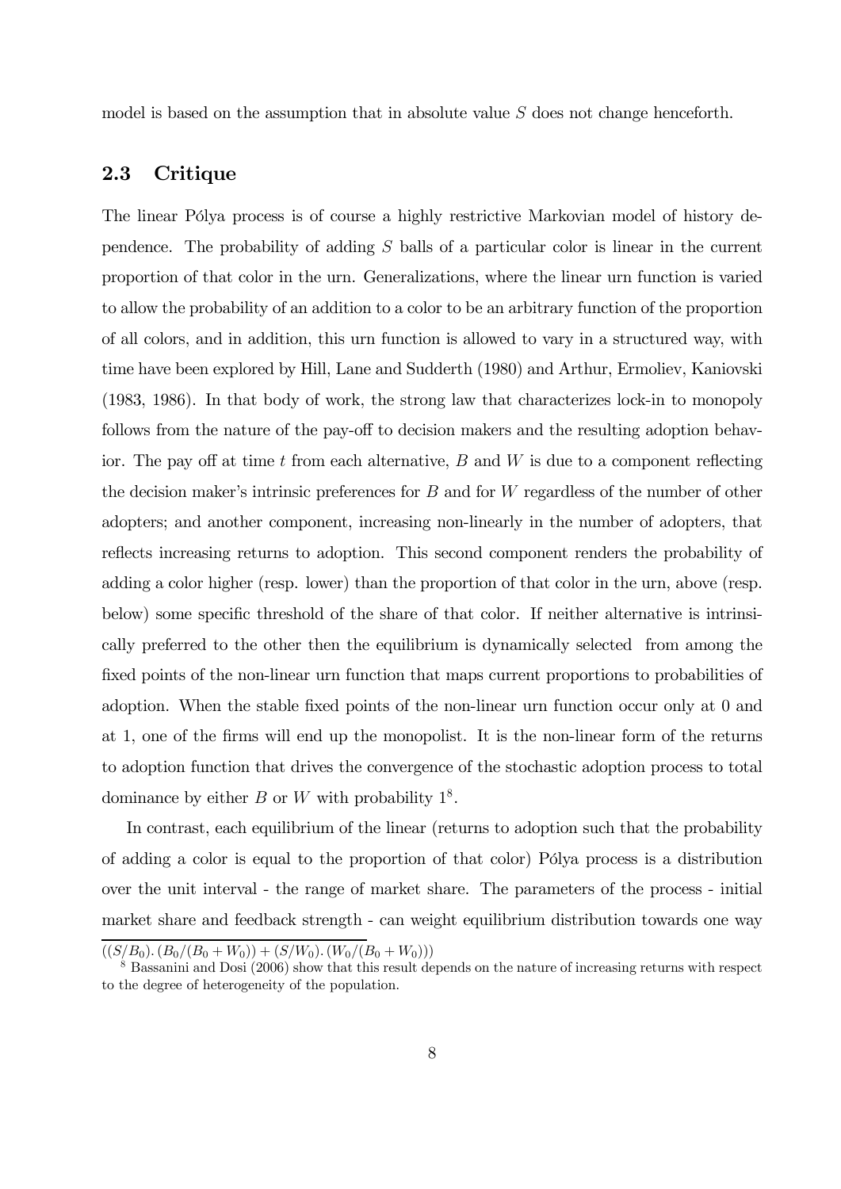model is based on the assumption that in absolute value $S$ does not change henceforth.

## 2.3 Critique

The linear Pólya process is of course a highly restrictive Markovian model of history dependence. The probability of adding $S$ balls of a particular color is linear in the current proportion of that color in the urn. Generalizations, where the linear urn function is varied to allow the probability of an addition to a color to be an arbitrary function of the proportion of all colors, and in addition, this urn function is allowed to vary in a structured way, with time have been explored by Hill, Lane and Sudderth (1980) and Arthur, Ermoliev, Kaniovski (1983, 1986). In that body of work, the strong law that characterizes lock-in to monopoly follows from the nature of the pay-off to decision makers and the resulting adoption behavior. The pay off at time $t$ from each alternative, $B$ and $W$ is due to a component reflecting the decision maker's intrinsic preferences for $B$ and for $W$ regardless of the number of other adopters; and another component, increasing non-linearly in the number of adopters, that reflects increasing returns to adoption. This second component renders the probability of adding a color higher (resp. lower) than the proportion of that color in the urn, above (resp. below) some specific threshold of the share of that color. If neither alternative is intrinsically preferred to the other then the equilibrium is dynamically selected from among the fixed points of the non-linear urn function that maps current proportions to probabilities of adoption. When the stable fixed points of the non-linear urn function occur only at 0 and at 1, one of the firms will end up the monopolist. It is the non-linear form of the returns to adoption function that drives the convergence of the stochastic adoption process to total dominance by either $B$ or $W$ with probability 1[8].

In contrast, each equilibrium of the linear (returns to adoption such that the probability of adding a color is equal to the proportion of that color) Pólya process is a distribution over the unit interval - the range of market share. The parameters of the process - initial market share and feedback strength - can weight equilibrium distribution towards one way

$((S/B_0).(B_0/(B_0+W_0))+(S/W_0).(W_0/(B_0+W_0)))$

[8] Bassanini and Dosi (2006) show that this result depends on the nature of increasing returns with respect to the degree of heterogeneity of the population.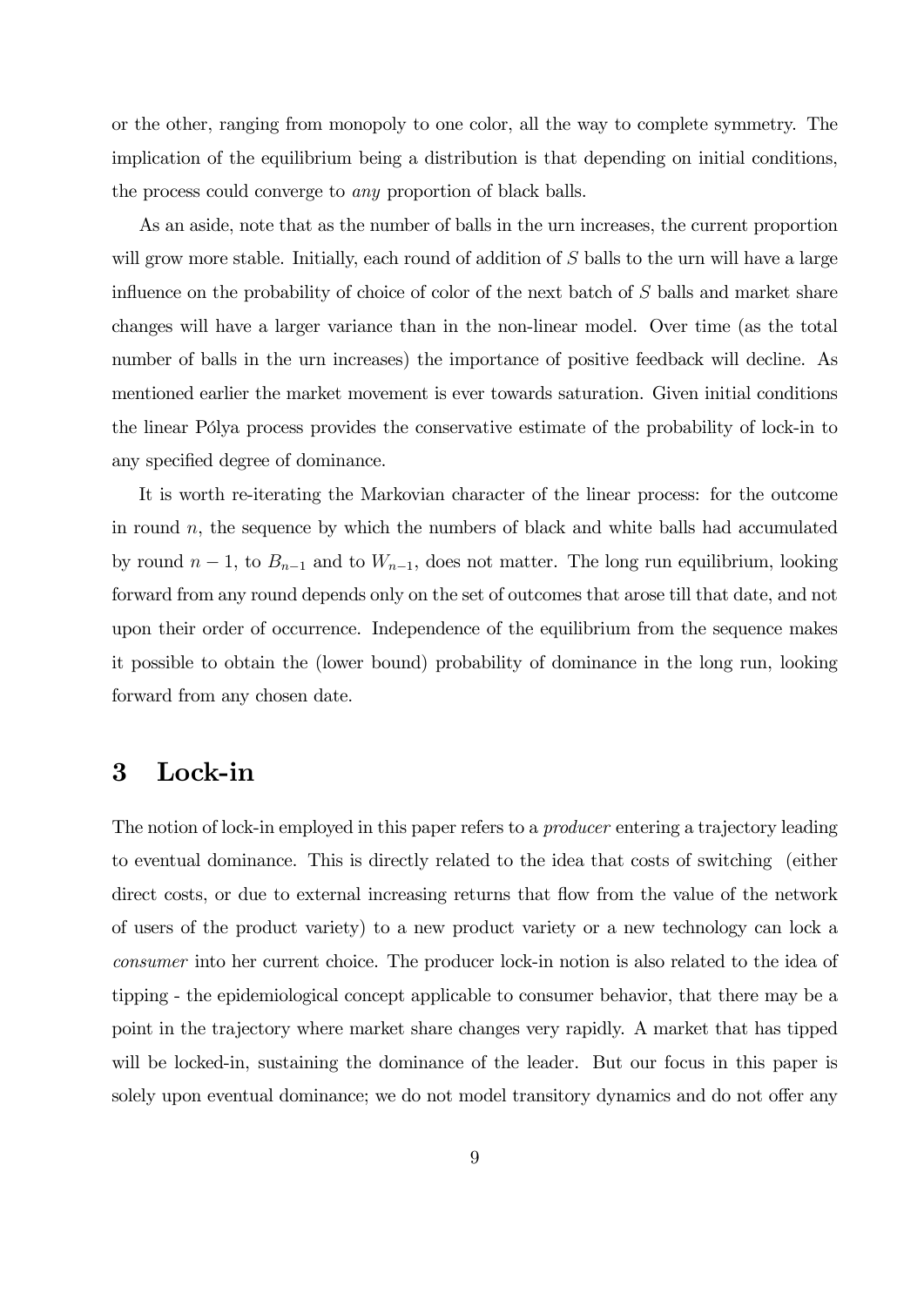or the other, ranging from monopoly to one color, all the way to complete symmetry. The implication of the equilibrium being a distribution is that depending on initial conditions, the process could converge to *any* proportion of black balls.

As an aside, note that as the number of balls in the urn increases, the current proportion will grow more stable. Initially, each round of addition of $S$ balls to the urn will have a large influence on the probability of choice of color of the next batch of $S$ balls and market share changes will have a larger variance than in the non-linear model. Over time (as the total number of balls in the urn increases) the importance of positive feedback will decline. As mentioned earlier the market movement is ever towards saturation. Given initial conditions the linear Pólya process provides the conservative estimate of the probability of lock-in to any specified degree of dominance.

It is worth re-iterating the Markovian character of the linear process: for the outcome in round $n$, the sequence by which the numbers of black and white balls had accumulated by round $n-1$, to $B_{n-1}$ and to $W_{n-1}$, does not matter. The long run equilibrium, looking forward from any round depends only on the set of outcomes that arose till that date, and not upon their order of occurrence. Independence of the equilibrium from the sequence makes it possible to obtain the (lower bound) probability of dominance in the long run, looking forward from any chosen date.

# 3 Lock-in

The notion of lock-in employed in this paper refers to a *producer* entering a trajectory leading to eventual dominance. This is directly related to the idea that costs of switching (either direct costs, or due to external increasing returns that flow from the value of the network of users of the product variety) to a new product variety or a new technology can lock a *consumer* into her current choice. The producer lock-in notion is also related to the idea of tipping - the epidemiological concept applicable to consumer behavior, that there may be a point in the trajectory where market share changes very rapidly. A market that has tipped will be locked-in, sustaining the dominance of the leader. But our focus in this paper is solely upon eventual dominance; we do not model transitory dynamics and do not offer any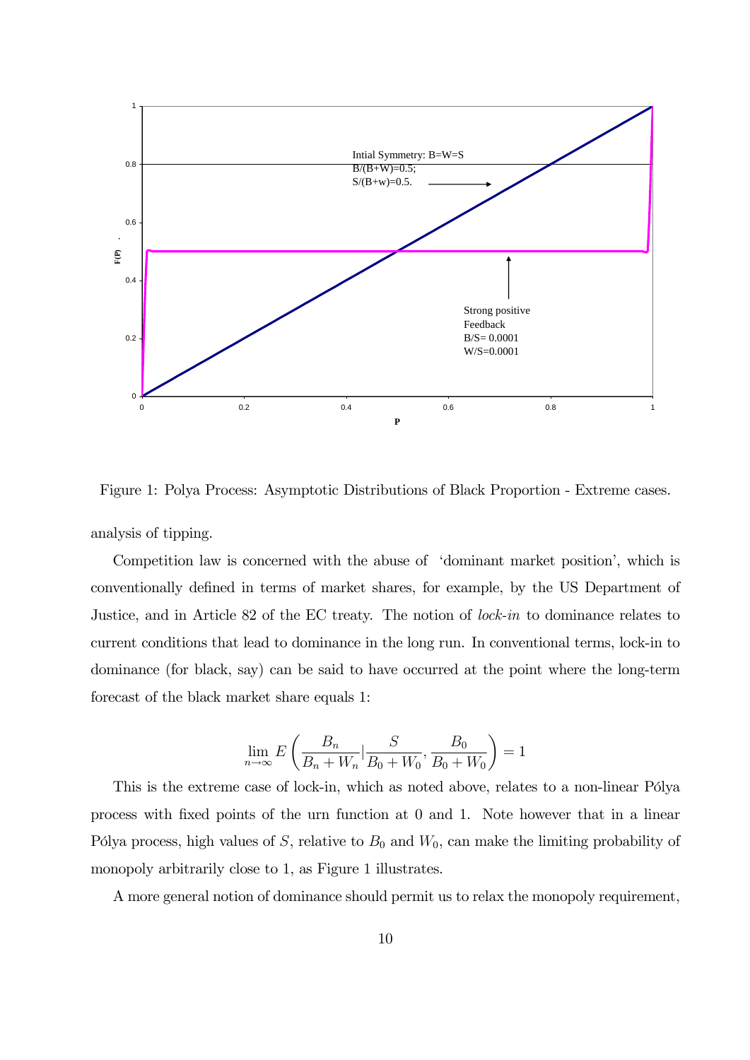Figure 1: Polya Process: Asymptotic Distributions of Black Proportion - Extreme cases.

analysis of tipping.

Competition law is concerned with the abuse of 'dominant market position', which is conventionally defined in terms of market shares, for example, by the US Department of Justice, and in Article 82 of the EC treaty. The notion of *lock-in* to dominance relates to current conditions that lead to dominance in the long run. In conventional terms, lock-in to dominance (for black, say) can be said to have occurred at the point where the long-term forecast of the black market share equals 1:

$$\lim_{n\to\infty} E\left(\frac{B_n}{B_n + W_n} | \frac{S}{B_0 + W_0}, \frac{B_0}{B_0 + W_0}\right) = 1$$

This is the extreme case of lock-in, which as noted above, relates to a non-linear Pólya process with fixed points of the urn function at 0 and 1. Note however that in a linear Pólya process, high values of $S$, relative to $B_0$ and $W_0$, can make the limiting probability of monopoly arbitrarily close to 1, as Figure 1 illustrates.

A more general notion of dominance should permit us to relax the monopoly requirement,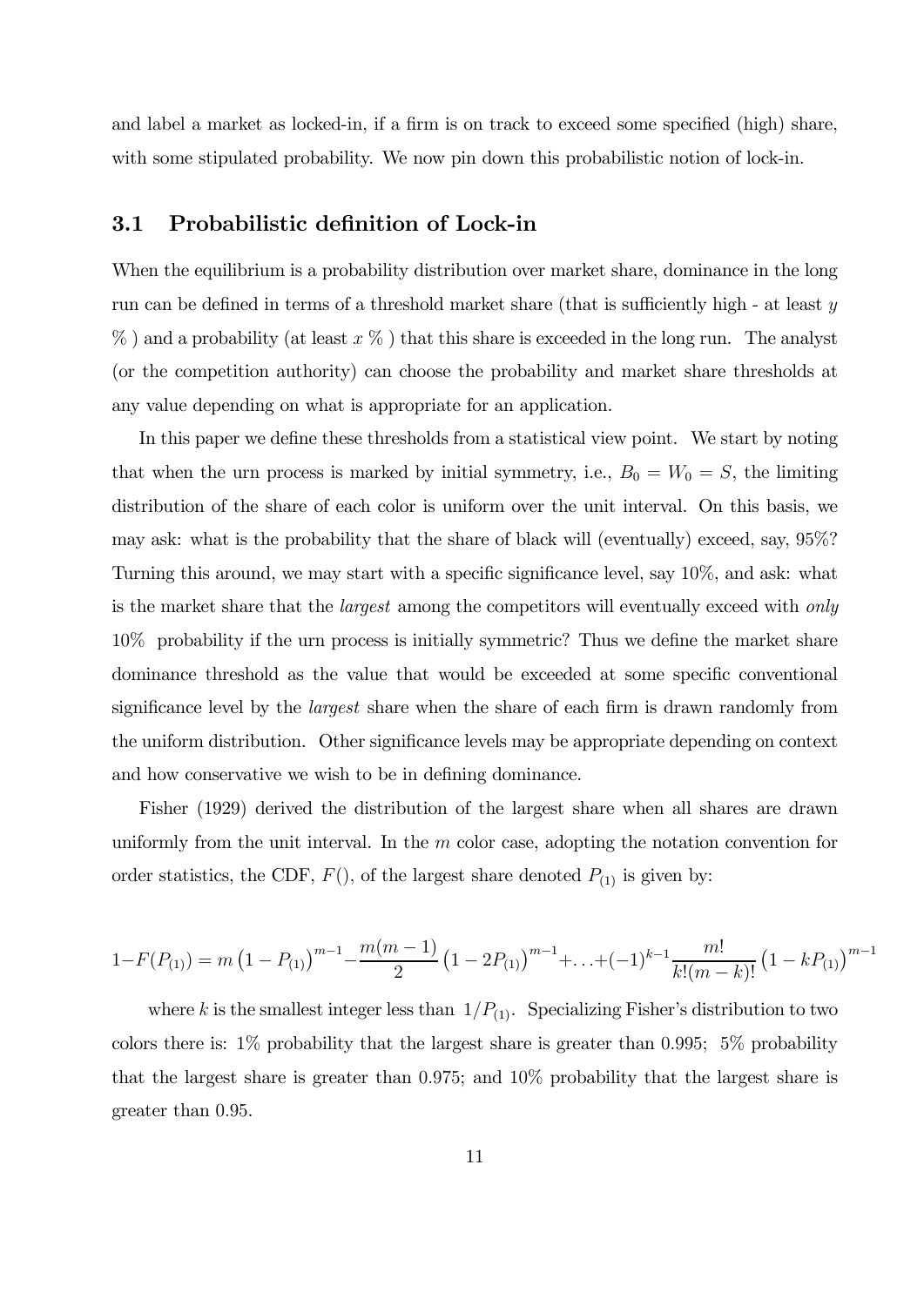and label a market as locked-in, if a firm is on track to exceed some specified (high) share, with some stipulated probability. We now pin down this probabilistic notion of lock-in.

### 3.1 Probabilistic definition of Lock-in

When the equilibrium is a probability distribution over market share, dominance in the long run can be defined in terms of a threshold market share (that is sufficiently high - at least $y$ % ) and a probability (at least $x$ % ) that this share is exceeded in the long run. The analyst (or the competition authority) can choose the probability and market share thresholds at any value depending on what is appropriate for an application.

In this paper we define these thresholds from a statistical view point. We start by noting that when the urn process is marked by initial symmetry, i.e., $B_0 = W_0 = S$, the limiting distribution of the share of each color is uniform over the unit interval. On this basis, we may ask: what is the probability that the share of black will (eventually) exceed, say, 95%? Turning this around, we may start with a specific significance level, say 10%, and ask: what is the market share that the *largest* among the competitors will eventually exceed with *only* 10% probability if the urn process is initially symmetric? Thus we define the market share dominance threshold as the value that would be exceeded at some specific conventional significance level by the *largest* share when the share of each firm is drawn randomly from the uniform distribution. Other significance levels may be appropriate depending on context and how conservative we wish to be in defining dominance.

Fisher (1929) derived the distribution of the largest share when all shares are drawn uniformly from the unit interval. In the $m$ color case, adopting the notation convention for order statistics, the CDF, $F()$, of the largest share denoted $P_{(1)}$ is given by:

$$1-F(P_{(1)}) = m\left(1-P_{(1)}\right)^{m-1} - \frac{m(m-1)}{2}\left(1-2P_{(1)}\right)^{m-1} + \ldots + (-1)^{k-1}\frac{m!}{k!(m-k)!}\left(1-kP_{(1)}\right)^{m-1}$$

where $k$ is the smallest integer less than $1/P_{(1)}$. Specializing Fisher's distribution to two colors there is: 1% probability that the largest share is greater than 0.995; 5% probability that the largest share is greater than 0.975; and 10% probability that the largest share is greater than 0.95.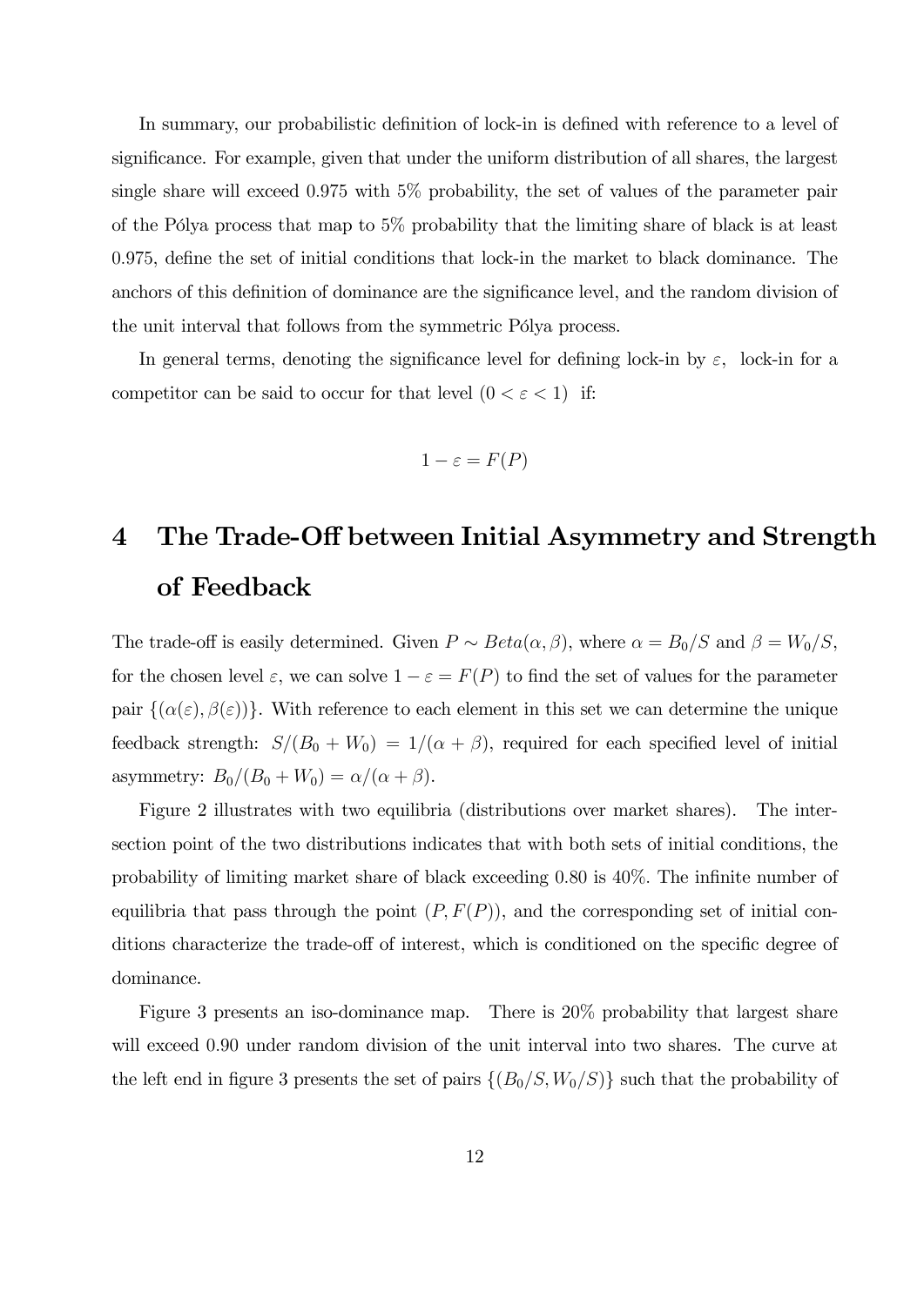In summary, our probabilistic definition of lock-in is defined with reference to a level of significance. For example, given that under the uniform distribution of all shares, the largest single share will exceed 0.975 with 5% probability, the set of values of the parameter pair of the Pólya process that map to 5% probability that the limiting share of black is at least 0.975, define the set of initial conditions that lock-in the market to black dominance. The anchors of this definition of dominance are the significance level, and the random division of the unit interval that follows from the symmetric Pólya process.

In general terms, denoting the significance level for defining lock-in by $\varepsilon$, lock-in for a competitor can be said to occur for that level $(0 < \varepsilon < 1)$ if:

$$1 - \varepsilon = F(P)$$

# 4 The Trade-Off between Initial Asymmetry and Strength of Feedback

The trade-off is easily determined. Given $P \sim Beta(\alpha, \beta)$, where $\alpha = B_0/S$ and $\beta = W_0/S$, for the chosen level $\varepsilon$, we can solve $1 - \varepsilon = F(P)$ to find the set of values for the parameter pair $\{(\alpha(\varepsilon), \beta(\varepsilon))\}$. With reference to each element in this set we can determine the unique feedback strength: $S/(B_0 + W_0) = 1/(\alpha + \beta)$, required for each specified level of initial asymmetry: $B_0/(B_0 + W_0) = \alpha/(\alpha + \beta)$.

Figure 2 illustrates with two equilibria (distributions over market shares). The intersection point of the two distributions indicates that with both sets of initial conditions, the probability of limiting market share of black exceeding 0.80 is 40%. The infinite number of equilibria that pass through the point $(P, F(P))$, and the corresponding set of initial conditions characterize the trade-off of interest, which is conditioned on the specific degree of dominance.

Figure 3 presents an iso-dominance map. There is 20% probability that largest share will exceed 0.90 under random division of the unit interval into two shares. The curve at the left end in figure 3 presents the set of pairs $\{(B_0/S, W_0/S)\}$ such that the probability of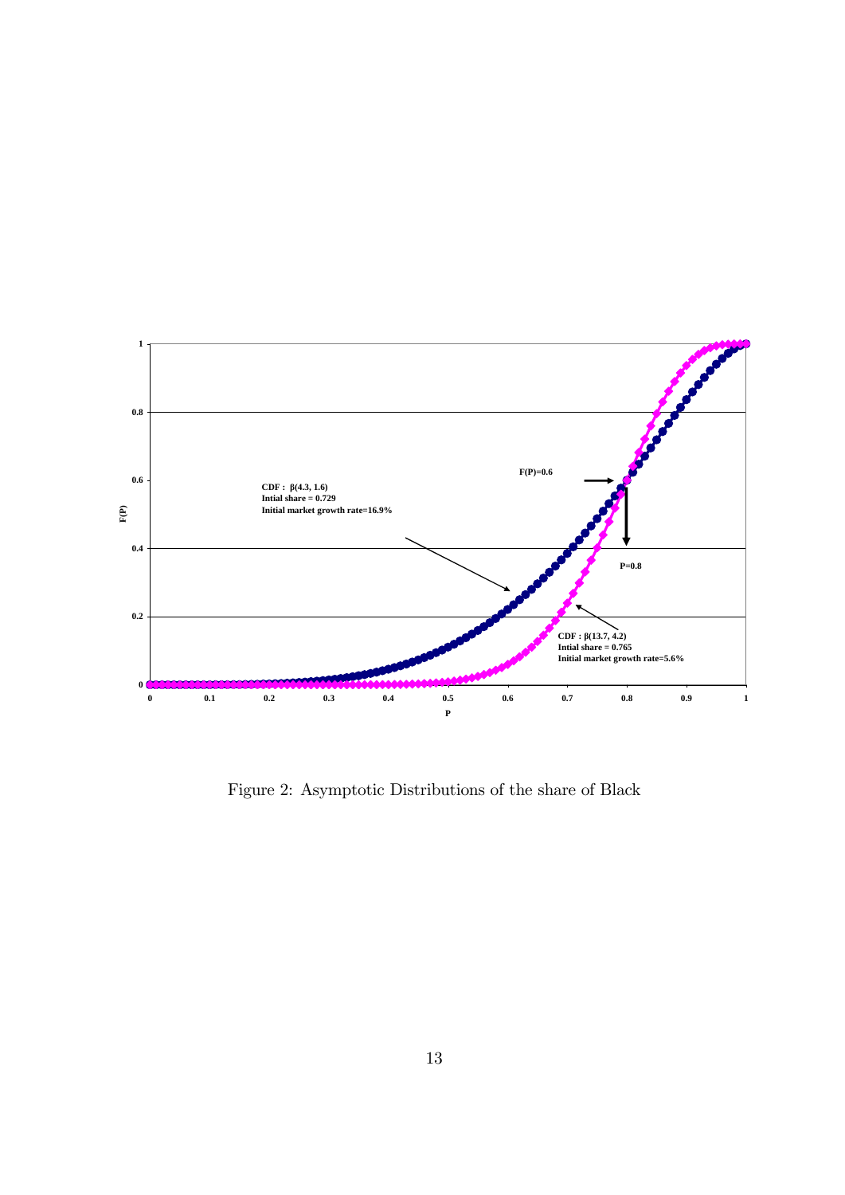Figure 2: Asymptotic Distributions of the share of Black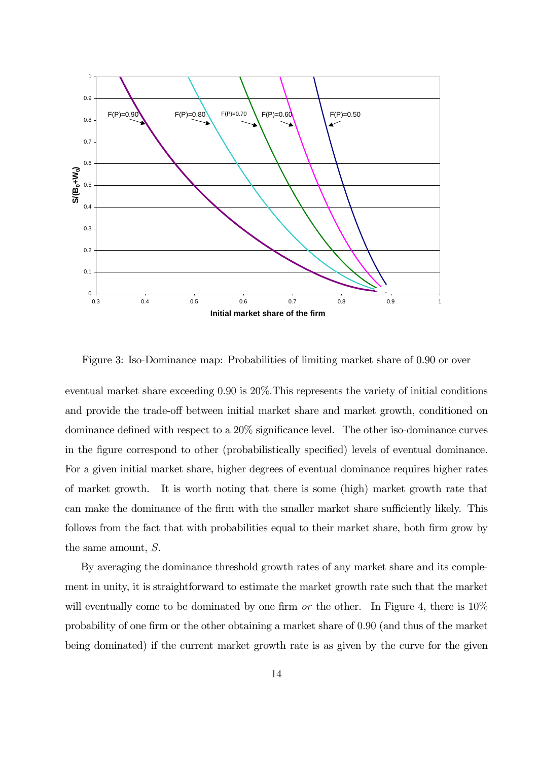Figure 3: Iso-Dominance map: Probabilities of limiting market share of 0.90 or over

eventual market share exceeding 0.90 is 20%.This represents the variety of initial conditions and provide the trade-off between initial market share and market growth, conditioned on dominance defined with respect to a 20% significance level. The other iso-dominance curves in the figure correspond to other (probabilistically specified) levels of eventual dominance. For a given initial market share, higher degrees of eventual dominance requires higher rates of market growth. It is worth noting that there is some (high) market growth rate that can make the dominance of the firm with the smaller market share sufficiently likely. This follows from the fact that with probabilities equal to their market share, both firm grow by the same amount, $S$.

By averaging the dominance threshold growth rates of any market share and its complement in unity, it is straightforward to estimate the market growth rate such that the market will eventually come to be dominated by one firm *or* the other. In Figure 4, there is 10% probability of one firm or the other obtaining a market share of 0.90 (and thus of the market being dominated) if the current market growth rate is as given by the curve for the given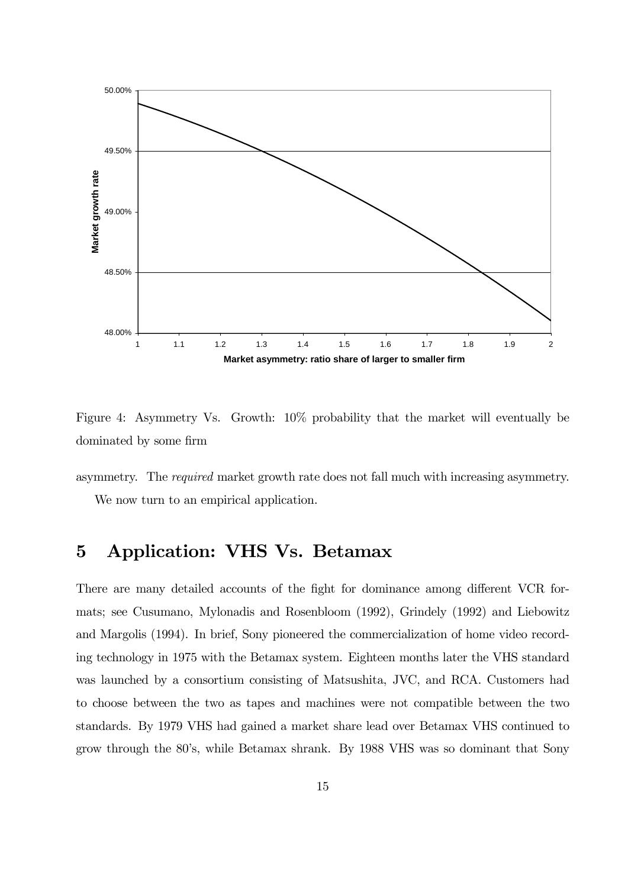Figure 4: Asymmetry Vs. Growth: 10% probability that the market will eventually be dominated by some firm

asymmetry. The *required* market growth rate does not fall much with increasing asymmetry.

We now turn to an empirical application.

# 5 Application: VHS Vs. Betamax

There are many detailed accounts of the fight for dominance among different VCR formats; see Cusumano, Mylonadis and Rosenbloom (1992), Grindely (1992) and Liebowitz and Margolis (1994). In brief, Sony pioneered the commercialization of home video recording technology in 1975 with the Betamax system. Eighteen months later the VHS standard was launched by a consortium consisting of Matsushita, JVC, and RCA. Customers had to choose between the two as tapes and machines were not compatible between the two standards. By 1979 VHS had gained a market share lead over Betamax VHS continued to grow through the 80's, while Betamax shrank. By 1988 VHS was so dominant that Sony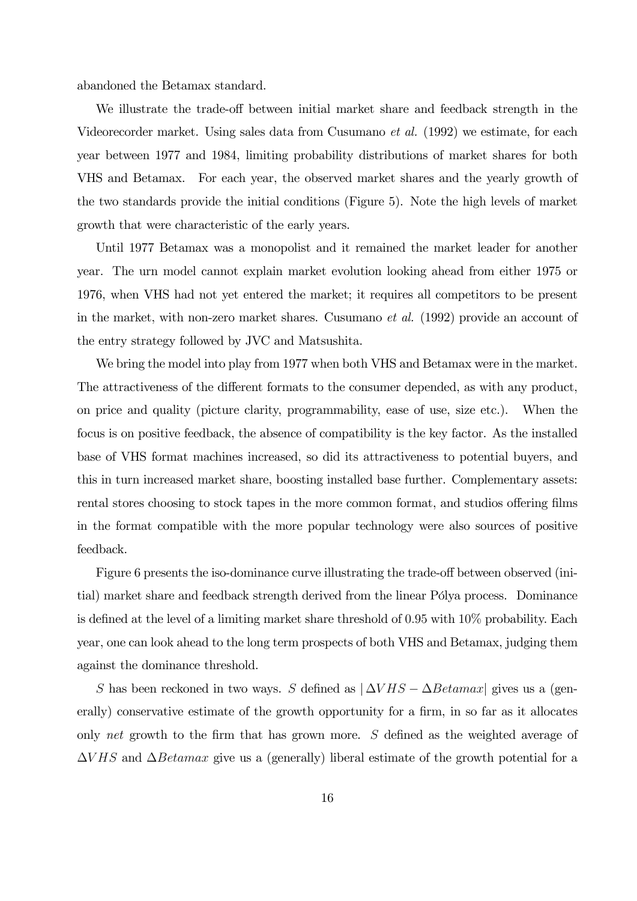abandoned the Betamax standard.

We illustrate the trade-off between initial market share and feedback strength in the Videorecorder market. Using sales data from Cusumano *et al.* (1992) we estimate, for each year between 1977 and 1984, limiting probability distributions of market shares for both VHS and Betamax. For each year, the observed market shares and the yearly growth of the two standards provide the initial conditions (Figure 5). Note the high levels of market growth that were characteristic of the early years.

Until 1977 Betamax was a monopolist and it remained the market leader for another year. The urn model cannot explain market evolution looking ahead from either 1975 or 1976, when VHS had not yet entered the market; it requires all competitors to be present in the market, with non-zero market shares. Cusumano *et al.* (1992) provide an account of the entry strategy followed by JVC and Matsushita.

We bring the model into play from 1977 when both VHS and Betamax were in the market. The attractiveness of the different formats to the consumer depended, as with any product, on price and quality (picture clarity, programmability, ease of use, size etc.). When the focus is on positive feedback, the absence of compatibility is the key factor. As the installed base of VHS format machines increased, so did its attractiveness to potential buyers, and this in turn increased market share, boosting installed base further. Complementary assets: rental stores choosing to stock tapes in the more common format, and studios offering films in the format compatible with the more popular technology were also sources of positive feedback.

Figure 6 presents the iso-dominance curve illustrating the trade-off between observed (initial) market share and feedback strength derived from the linear Pólya process. Dominance is defined at the level of a limiting market share threshold of 0.95 with 10% probability. Each year, one can look ahead to the long term prospects of both VHS and Betamax, judging them against the dominance threshold.

$S$ has been reckoned in two ways. $S$ defined as $|\Delta VHS - \Delta Betamax|$ gives us a (generally) conservative estimate of the growth opportunity for a firm, in so far as it allocates only *net* growth to the firm that has grown more. $S$ defined as the weighted average of $\Delta VHS$ and $\Delta Betamax$ give us a (generally) liberal estimate of the growth potential for a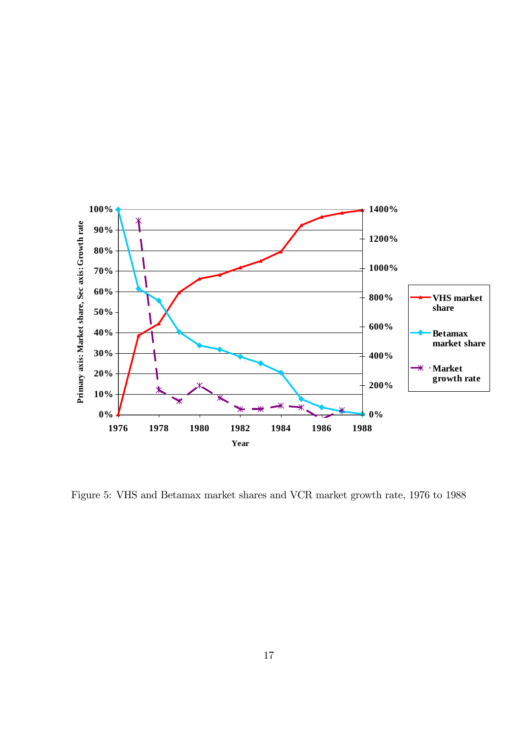Figure 5: VHS and Betamax market shares and VCR market growth rate, 1976 to 1988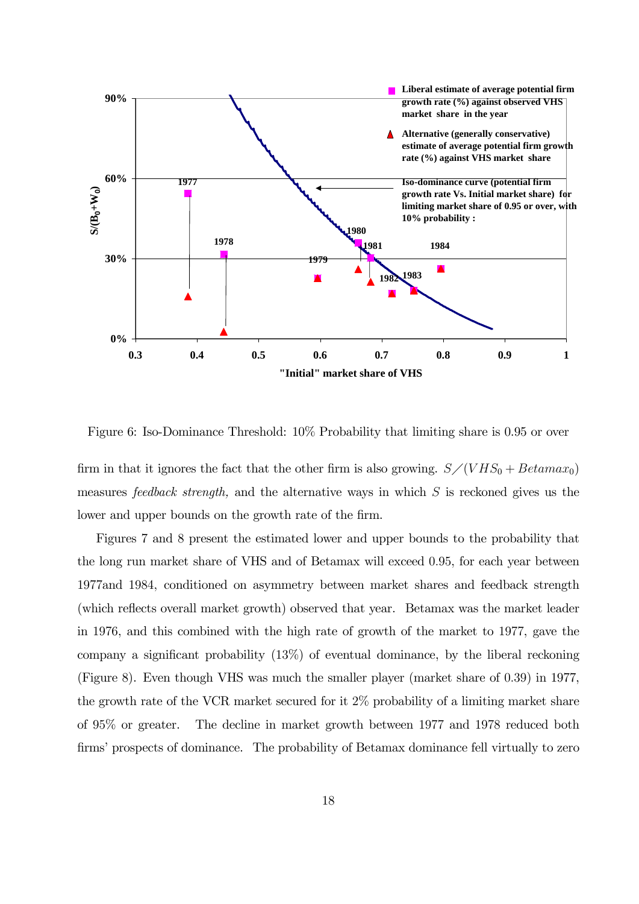Figure 6: Iso-Dominance Threshold: 10% Probability that limiting share is 0.95 or over

firm in that it ignores the fact that the other firm is also growing. $S/(VHS_0 + Betamax_0)$ measures *feedback strength,* and the alternative ways in which $S$ is reckoned gives us the lower and upper bounds on the growth rate of the firm.

Figures 7 and 8 present the estimated lower and upper bounds to the probability that the long run market share of VHS and of Betamax will exceed 0.95, for each year between 1977and 1984, conditioned on asymmetry between market shares and feedback strength (which reflects overall market growth) observed that year. Betamax was the market leader in 1976, and this combined with the high rate of growth of the market to 1977, gave the company a significant probability (13%) of eventual dominance, by the liberal reckoning (Figure 8). Even though VHS was much the smaller player (market share of 0.39) in 1977, the growth rate of the VCR market secured for it 2% probability of a limiting market share of 95% or greater. The decline in market growth between 1977 and 1978 reduced both firms' prospects of dominance. The probability of Betamax dominance fell virtually to zero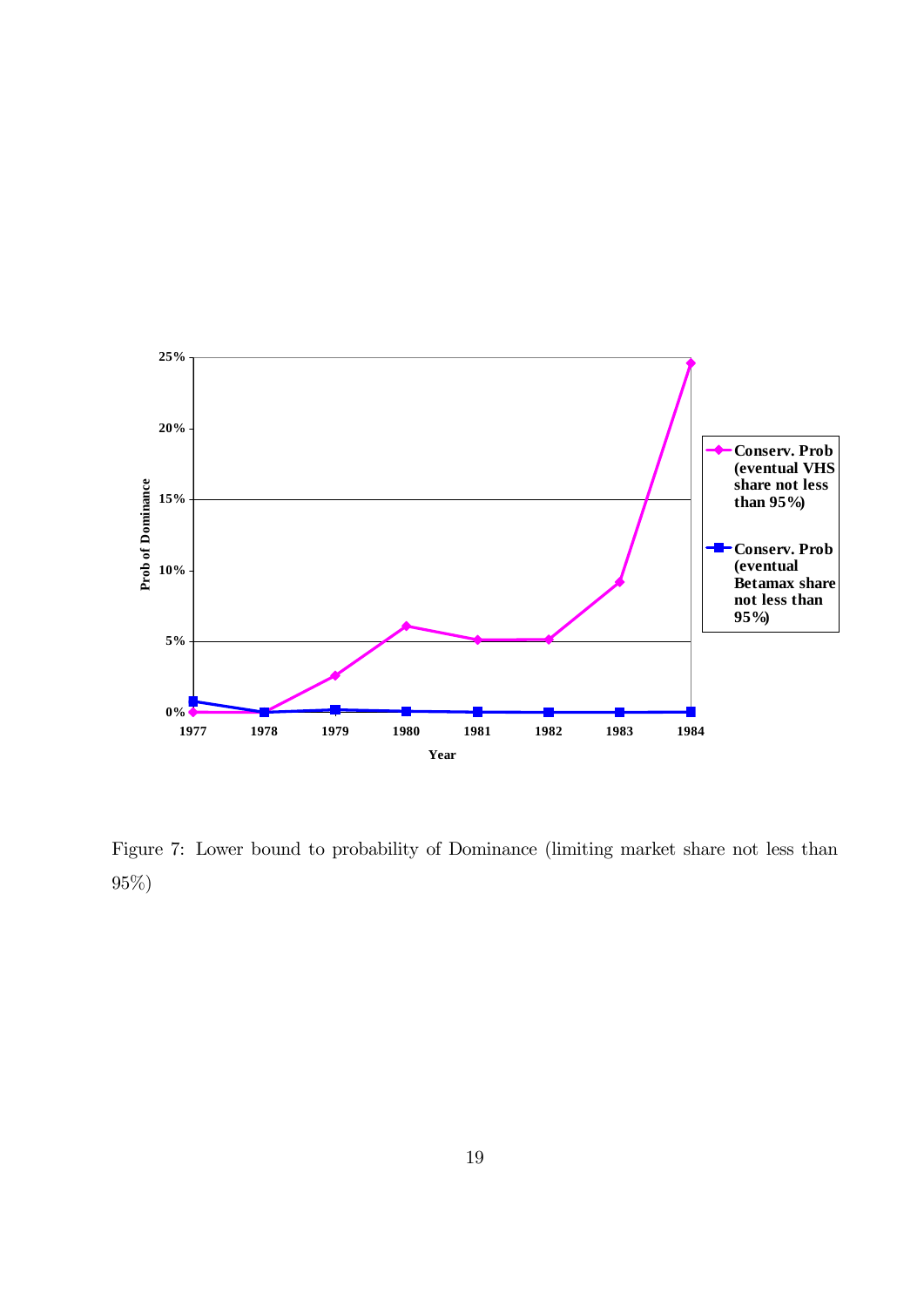Figure 7: Lower bound to probability of Dominance (limiting market share not less than 95%)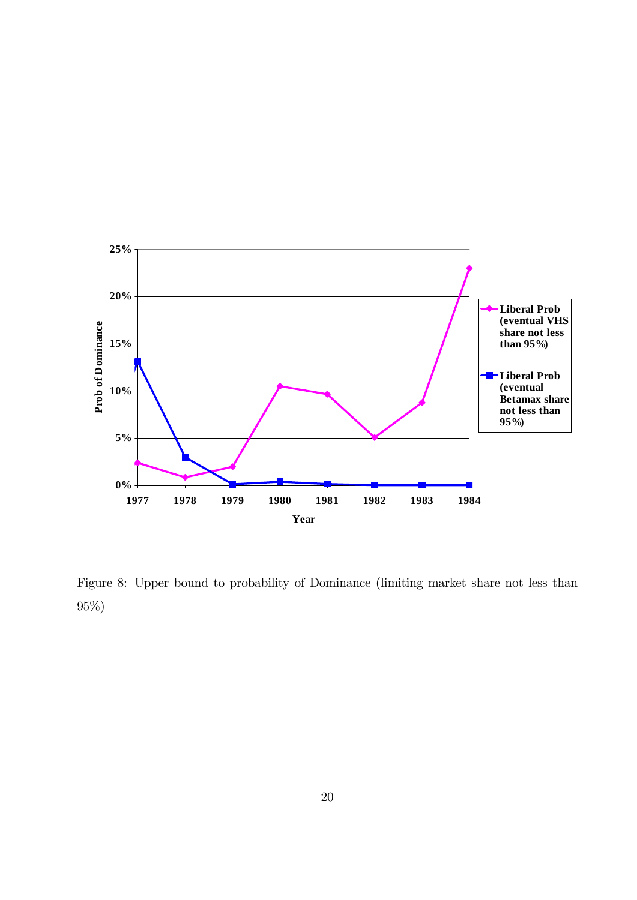Figure 8: Upper bound to probability of Dominance (limiting market share not less than 95%)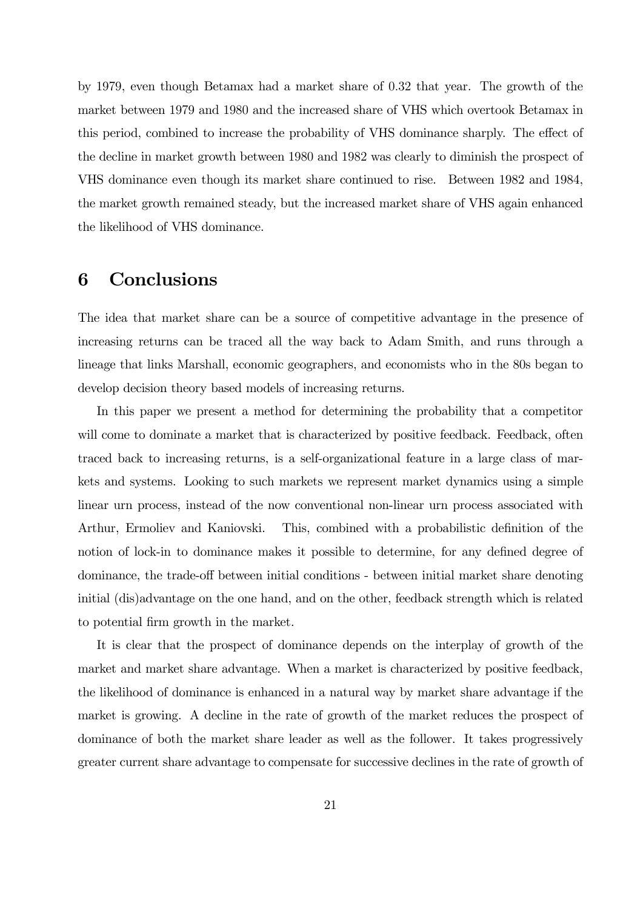by 1979, even though Betamax had a market share of 0.32 that year. The growth of the market between 1979 and 1980 and the increased share of VHS which overtook Betamax in this period, combined to increase the probability of VHS dominance sharply. The effect of the decline in market growth between 1980 and 1982 was clearly to diminish the prospect of VHS dominance even though its market share continued to rise. Between 1982 and 1984, the market growth remained steady, but the increased market share of VHS again enhanced the likelihood of VHS dominance.

# 6 Conclusions

The idea that market share can be a source of competitive advantage in the presence of increasing returns can be traced all the way back to Adam Smith, and runs through a lineage that links Marshall, economic geographers, and economists who in the 80s began to develop decision theory based models of increasing returns.

In this paper we present a method for determining the probability that a competitor will come to dominate a market that is characterized by positive feedback. Feedback, often traced back to increasing returns, is a self-organizational feature in a large class of markets and systems. Looking to such markets we represent market dynamics using a simple linear urn process, instead of the now conventional non-linear urn process associated with Arthur, Ermoliev and Kaniovski. This, combined with a probabilistic definition of the notion of lock-in to dominance makes it possible to determine, for any defined degree of dominance, the trade-off between initial conditions - between initial market share denoting initial (dis)advantage on the one hand, and on the other, feedback strength which is related to potential firm growth in the market.

It is clear that the prospect of dominance depends on the interplay of growth of the market and market share advantage. When a market is characterized by positive feedback, the likelihood of dominance is enhanced in a natural way by market share advantage if the market is growing. A decline in the rate of growth of the market reduces the prospect of dominance of both the market share leader as well as the follower. It takes progressively greater current share advantage to compensate for successive declines in the rate of growth of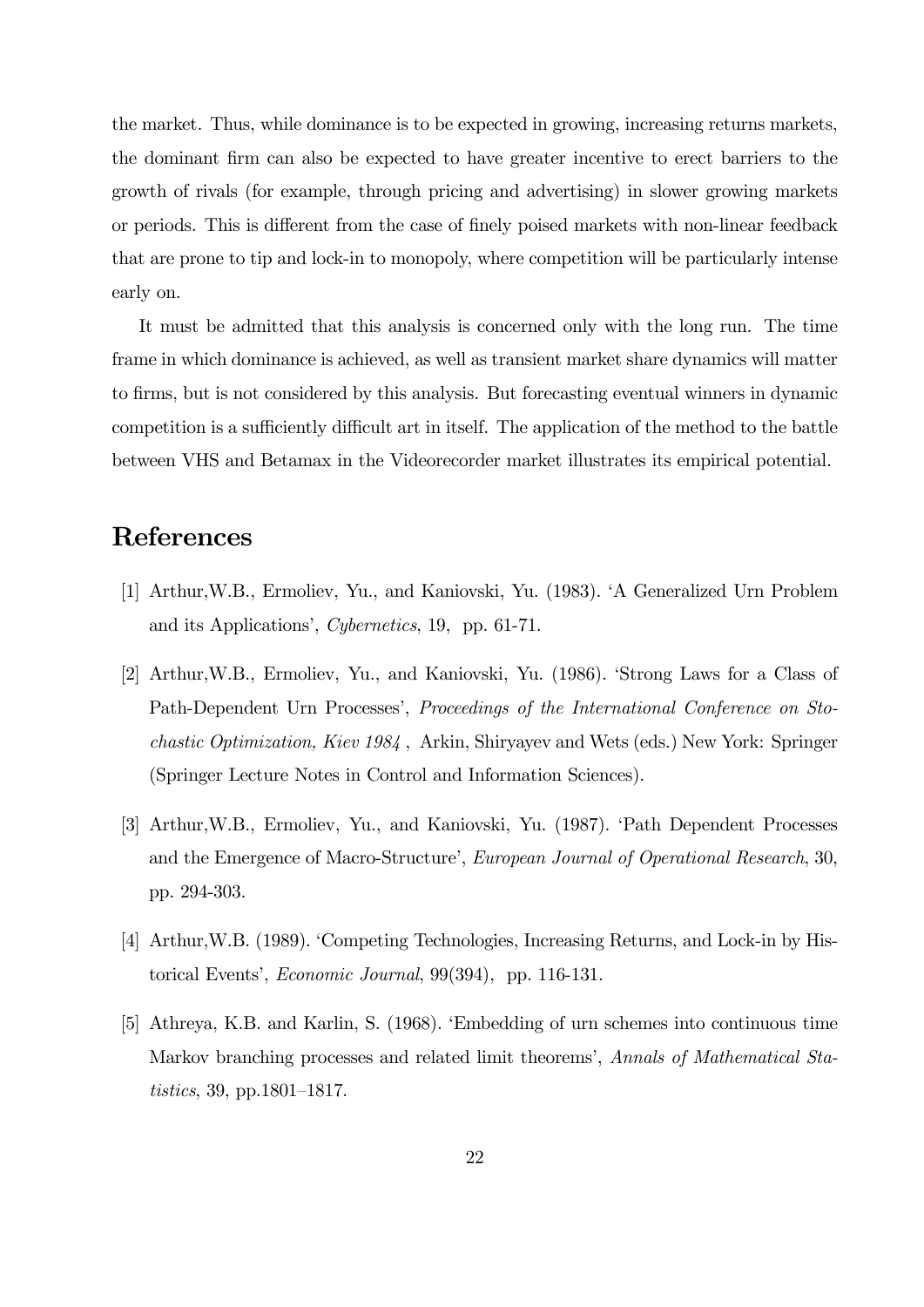the market. Thus, while dominance is to be expected in growing, increasing returns markets, the dominant firm can also be expected to have greater incentive to erect barriers to the growth of rivals (for example, through pricing and advertising) in slower growing markets or periods. This is different from the case of finely poised markets with non-linear feedback that are prone to tip and lock-in to monopoly, where competition will be particularly intense early on.

It must be admitted that this analysis is concerned only with the long run. The time frame in which dominance is achieved, as well as transient market share dynamics will matter to firms, but is not considered by this analysis. But forecasting eventual winners in dynamic competition is a sufficiently difficult art in itself. The application of the method to the battle between VHS and Betamax in the Videorecorder market illustrates its empirical potential.

# References

[1] Arthur,W.B., Ermoliev, Yu., and Kaniovski, Yu. (1983). 'A Generalized Urn Problem and its Applications', *Cybernetics*, 19, pp. 61-71.

[2] Arthur,W.B., Ermoliev, Yu., and Kaniovski, Yu. (1986). 'Strong Laws for a Class of Path-Dependent Urn Processes', *Proceedings of the International Conference on Stochastic Optimization, Kiev 1984* , Arkin, Shiryayev and Wets (eds.) New York: Springer (Springer Lecture Notes in Control and Information Sciences).

[3] Arthur,W.B., Ermoliev, Yu., and Kaniovski, Yu. (1987). 'Path Dependent Processes and the Emergence of Macro-Structure', *European Journal of Operational Research*, 30, pp. 294-303.

[4] Arthur,W.B. (1989). 'Competing Technologies, Increasing Returns, and Lock-in by Historical Events', *Economic Journal*, 99(394), pp. 116-131.

[5] Athreya, K.B. and Karlin, S. (1968). 'Embedding of urn schemes into continuous time Markov branching processes and related limit theorems', *Annals of Mathematical Statistics*, 39, pp.1801–1817.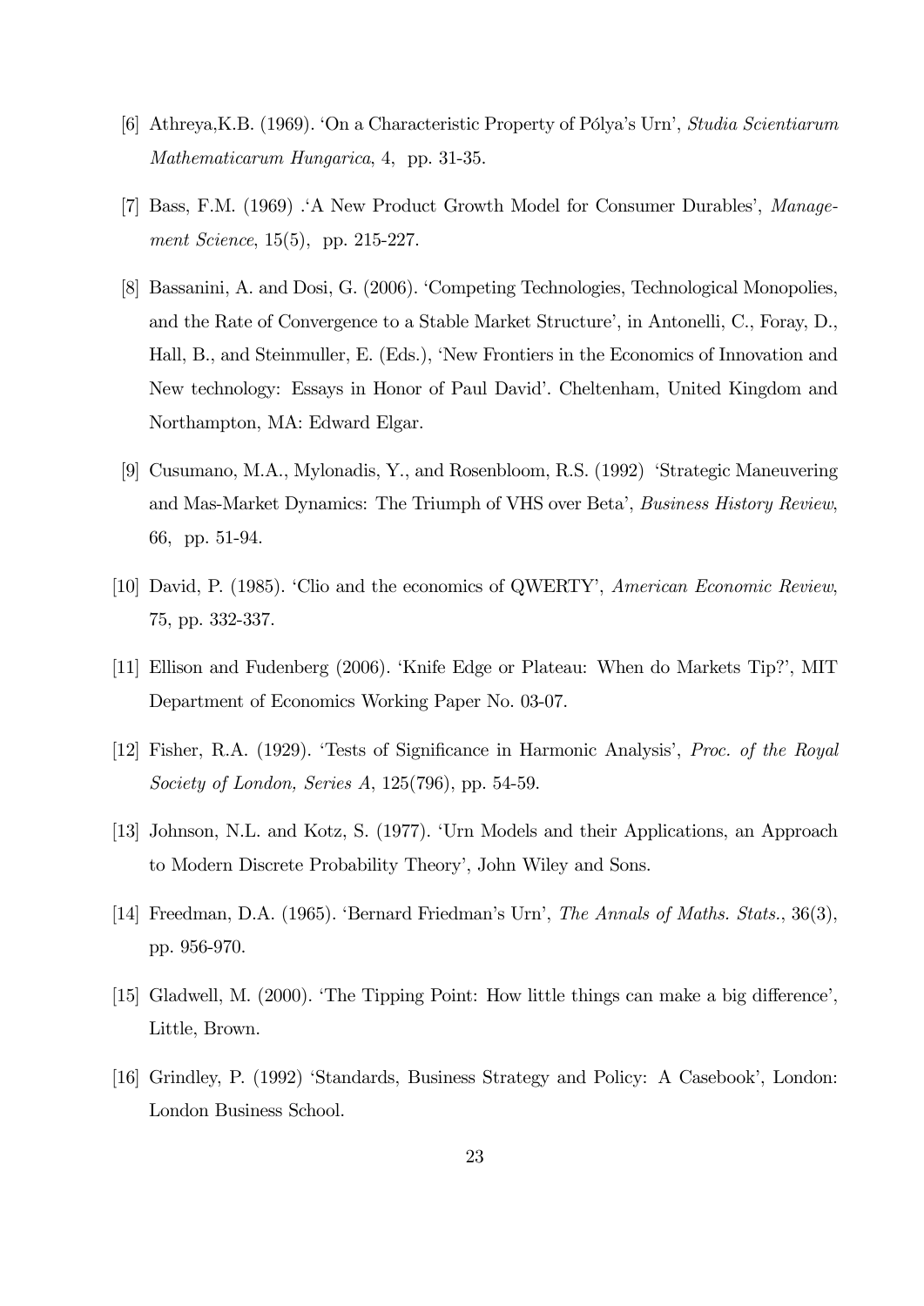[6] Athreya,K.B. (1969). 'On a Characteristic Property of Pólya's Urn', *Studia Scientiarum Mathematicarum Hungarica*, 4, pp. 31-35.

[7] Bass, F.M. (1969) .'A New Product Growth Model for Consumer Durables', *Management Science*, 15(5), pp. 215-227.

[8] Bassanini, A. and Dosi, G. (2006). 'Competing Technologies, Technological Monopolies, and the Rate of Convergence to a Stable Market Structure', in Antonelli, C., Foray, D., Hall, B., and Steinmuller, E. (Eds.), 'New Frontiers in the Economics of Innovation and New technology: Essays in Honor of Paul David'. Cheltenham, United Kingdom and Northampton, MA: Edward Elgar.

[9] Cusumano, M.A., Mylonadis, Y., and Rosenbloom, R.S. (1992) 'Strategic Maneuvering and Mas-Market Dynamics: The Triumph of VHS over Beta', *Business History Review*, 66, pp. 51-94.

[10] David, P. (1985). 'Clio and the economics of QWERTY', *American Economic Review*, 75, pp. 332-337.

[11] Ellison and Fudenberg (2006). 'Knife Edge or Plateau: When do Markets Tip?', MIT Department of Economics Working Paper No. 03-07.

[12] Fisher, R.A. (1929). 'Tests of Significance in Harmonic Analysis', *Proc. of the Royal Society of London, Series A*, 125(796), pp. 54-59.

[13] Johnson, N.L. and Kotz, S. (1977). 'Urn Models and their Applications, an Approach to Modern Discrete Probability Theory', John Wiley and Sons.

[14] Freedman, D.A. (1965). 'Bernard Friedman's Urn', *The Annals of Maths. Stats.*, 36(3), pp. 956-970.

[15] Gladwell, M. (2000). 'The Tipping Point: How little things can make a big difference', Little, Brown.

[16] Grindley, P. (1992) 'Standards, Business Strategy and Policy: A Casebook', London: London Business School.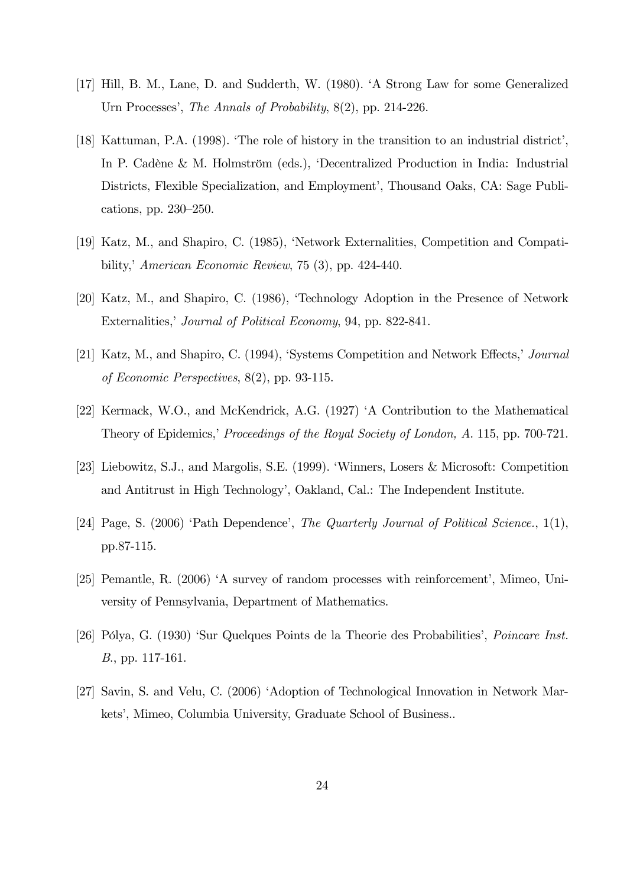[17] Hill, B. M., Lane, D. and Sudderth, W. (1980). 'A Strong Law for some Generalized Urn Processes', *The Annals of Probability*, 8(2), pp. 214-226.

[18] Kattuman, P.A. (1998). 'The role of history in the transition to an industrial district', In P. Cadène & M. Holmström (eds.), 'Decentralized Production in India: Industrial Districts, Flexible Specialization, and Employment', Thousand Oaks, CA: Sage Publications, pp. 230–250.

[19] Katz, M., and Shapiro, C. (1985), 'Network Externalities, Competition and Compatibility,' *American Economic Review*, 75 (3), pp. 424-440.

[20] Katz, M., and Shapiro, C. (1986), 'Technology Adoption in the Presence of Network Externalities,' *Journal of Political Economy*, 94, pp. 822-841.

[21] Katz, M., and Shapiro, C. (1994), 'Systems Competition and Network Effects,' *Journal of Economic Perspectives*, 8(2), pp. 93-115.

[22] Kermack, W.O., and McKendrick, A.G. (1927) 'A Contribution to the Mathematical Theory of Epidemics,' *Proceedings of the Royal Society of London, A*. 115, pp. 700-721.

[23] Liebowitz, S.J., and Margolis, S.E. (1999). 'Winners, Losers & Microsoft: Competition and Antitrust in High Technology', Oakland, Cal.: The Independent Institute.

[24] Page, S. (2006) 'Path Dependence', *The Quarterly Journal of Political Science.*, 1(1), pp.87-115.

[25] Pemantle, R. (2006) 'A survey of random processes with reinforcement', Mimeo, University of Pennsylvania, Department of Mathematics.

[26] Pólya, G. (1930) 'Sur Quelques Points de la Theorie des Probabilities', *Poincare Inst. B.*, pp. 117-161.

[27] Savin, S. and Velu, C. (2006) 'Adoption of Technological Innovation in Network Markets', Mimeo, Columbia University, Graduate School of Business..